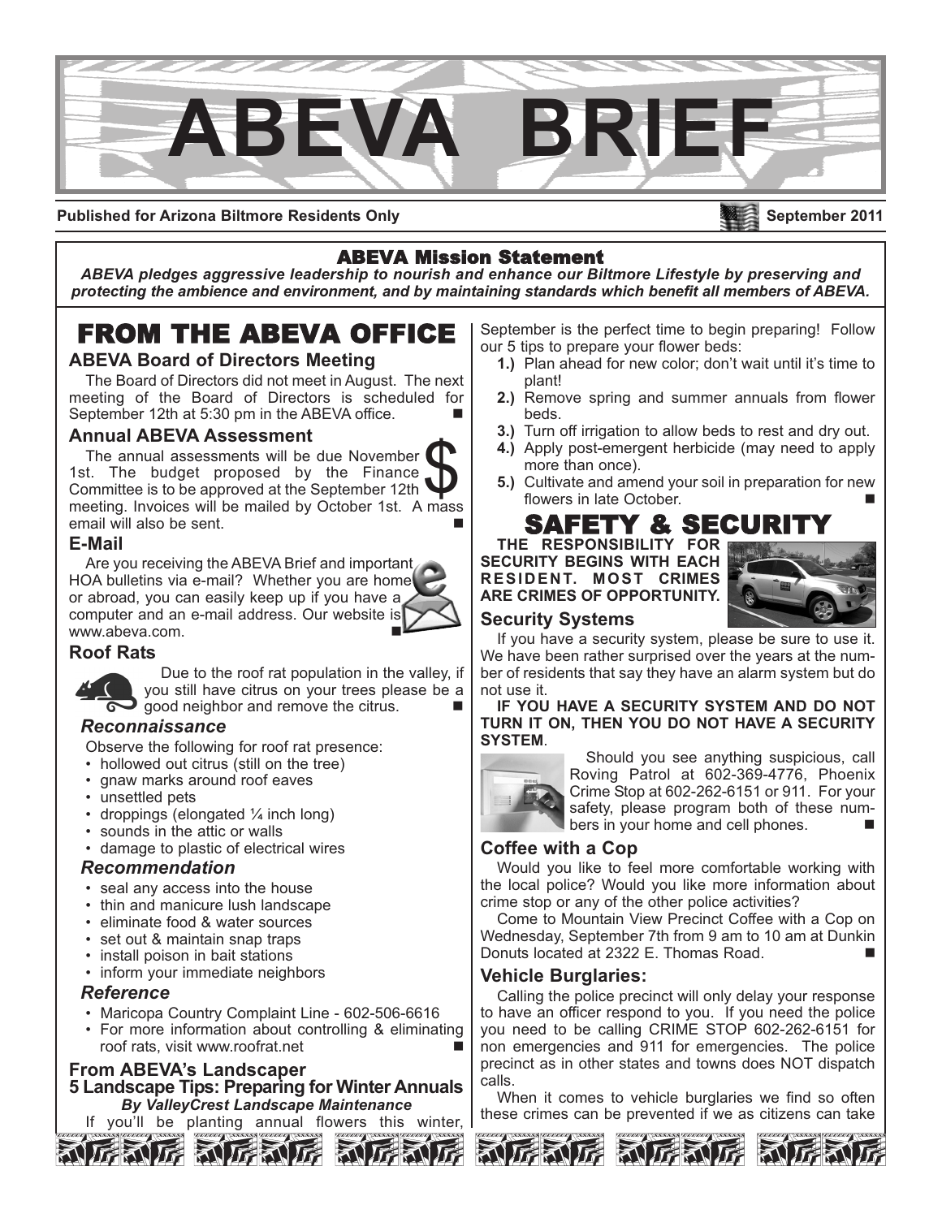# ABEVA BRIEF

**Published for Arizona Biltmore Residents Only** **September 2011**

## ABEVA Mission Statement

***ABEVA pledges aggressive leadership to nourish and enhance our Biltmore Lifestyle by preserving and protecting the ambience and environment, and by maintaining standards which benefit all members of ABEVA.***

# FROM THE ABEVA OFFICE

### ABEVA Board of Directors Meeting

The Board of Directors did not meet in August. The next meeting of the Board of Directors is scheduled for September 12th at 5:30 pm in the ABEVA office. ■

### Annual ABEVA Assessment

The annual assessments will be due November 1st. The budget proposed by the Finance Committee is to be approved at the September 12th meeting. Invoices will be mailed by October 1st. A mass email will also be sent. ■

### E-Mail

Are you receiving the ABEVA Brief and important HOA bulletins via e-mail? Whether you are home or abroad, you can easily keep up if you have a computer and an e-mail address. Our website is www.abeva.com. ■

### Roof Rats

Due to the roof rat population in the valley, if you still have citrus on your trees please be a good neighbor and remove the citrus. ■

#### *Reconnaissance*

Observe the following for roof rat presence:

- hollowed out citrus (still on the tree)
- gnaw marks around roof eaves
- unsettled pets
- droppings (elongated ¼ inch long)
- sounds in the attic or walls
- damage to plastic of electrical wires

#### *Recommendation*

- seal any access into the house
- thin and manicure lush landscape
- eliminate food & water sources
- set out & maintain snap traps
- install poison in bait stations
- inform your immediate neighbors

#### *Reference*

- Maricopa Country Complaint Line - 602-506-6616
- For more information about controlling & eliminating roof rats, visit www.roofrat.net ■

### From ABEVA's Landscaper
### 5 Landscape Tips: Preparing for Winter Annuals

***By ValleyCrest Landscape Maintenance***

If you'll be planting annual flowers this winter, September is the perfect time to begin preparing! Follow our 5 tips to prepare your flower beds:

1. Plan ahead for new color; don't wait until it's time to plant!
2. Remove spring and summer annuals from flower beds.
3. Turn off irrigation to allow beds to rest and dry out.
4. Apply post-emergent herbicide (may need to apply more than once).
5. Cultivate and amend your soil in preparation for new flowers in late October. ■

# SAFETY & SECURITY

**THE RESPONSIBILITY FOR SECURITY BEGINS WITH EACH RESIDENT. MOST CRIMES ARE CRIMES OF OPPORTUNITY.**

### Security Systems

If you have a security system, please be sure to use it. We have been rather surprised over the years at the number of residents that say they have an alarm system but do not use it.

**IF YOU HAVE A SECURITY SYSTEM AND DO NOT TURN IT ON, THEN YOU DO NOT HAVE A SECURITY SYSTEM**.

Should you see anything suspicious, call Roving Patrol at 602-369-4776, Phoenix Crime Stop at 602-262-6151 or 911. For your safety, please program both of these numbers in your home and cell phones. ■

### Coffee with a Cop

Would you like to feel more comfortable working with the local police? Would you like more information about crime stop or any of the other police activities?

Come to Mountain View Precinct Coffee with a Cop on Wednesday, September 7th from 9 am to 10 am at Dunkin Donuts located at 2322 E. Thomas Road. ■

### Vehicle Burglaries:

Calling the police precinct will only delay your response to have an officer respond to you. If you need the police you need to be calling CRIME STOP 602-262-6151 for non emergencies and 911 for emergencies. The police precinct as in other states and towns does NOT dispatch calls.

When it comes to vehicle burglaries we find so often these crimes can be prevented if we as citizens can take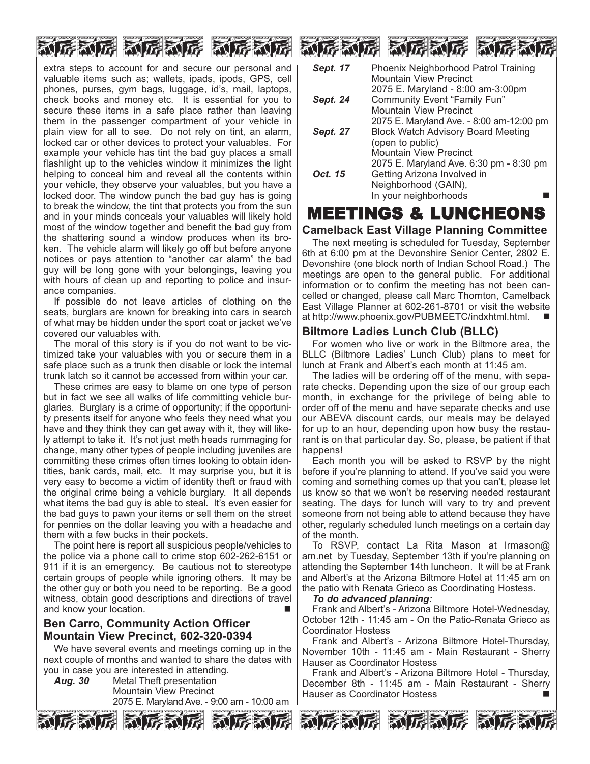extra steps to account for and secure our personal and valuable items such as; wallets, ipads, ipods, GPS, cell phones, purses, gym bags, luggage, id's, mail, laptops, check books and money etc. It is essential for you to secure these items in a safe place rather than leaving them in the passenger compartment of your vehicle in plain view for all to see. Do not rely on tint, an alarm, locked car or other devices to protect your valuables. For example your vehicle has tint the bad guy places a small flashlight up to the vehicles window it minimizes the light helping to conceal him and reveal all the contents within your vehicle, they observe your valuables, but you have a locked door. The window punch the bad guy has is going to break the window, the tint that protects you from the sun and in your minds conceals your valuables will likely hold most of the window together and benefit the bad guy from the shattering sound a window produces when its broken. The vehicle alarm will likely go off but before anyone notices or pays attention to "another car alarm" the bad guy will be long gone with your belongings, leaving you with hours of clean up and reporting to police and insurance companies.

If possible do not leave articles of clothing on the seats, burglars are known for breaking into cars in search of what may be hidden under the sport coat or jacket we've covered our valuables with.

The moral of this story is if you do not want to be victimized take your valuables with you or secure them in a safe place such as a trunk then disable or lock the internal trunk latch so it cannot be accessed from within your car.

These crimes are easy to blame on one type of person but in fact we see all walks of life committing vehicle burglaries. Burglary is a crime of opportunity; if the opportunity presents itself for anyone who feels they need what you have and they think they can get away with it, they will likely attempt to take it. It's not just meth heads rummaging for change, many other types of people including juveniles are committing these crimes often times looking to obtain identities, bank cards, mail, etc. It may surprise you, but it is very easy to become a victim of identity theft or fraud with the original crime being a vehicle burglary. It all depends what items the bad guy is able to steal. It's even easier for the bad guys to pawn your items or sell them on the street for pennies on the dollar leaving you with a headache and them with a few bucks in their pockets.

The point here is report all suspicious people/vehicles to the police via a phone call to crime stop 602-262-6151 or 911 if it is an emergency. Be cautious not to stereotype certain groups of people while ignoring others. It may be the other guy or both you need to be reporting. Be a good witness, obtain good descriptions and directions of travel and know your location. ■

### Ben Carro, Community Action Officer Mountain View Precinct, 602-320-0394

We have several events and meetings coming up in the next couple of months and wanted to share the dates with you in case you are interested in attending.

***Aug. 30*** Metal Theft presentation
Mountain View Precinct
2075 E. Maryland Ave. - 9:00 am - 10:00 am

***Sept. 17*** Phoenix Neighborhood Patrol Training
Mountain View Precinct
2075 E. Maryland - 8:00 am-3:00pm

***Sept. 24*** Community Event "Family Fun"
Mountain View Precinct
2075 E. Maryland Ave. - 8:00 am-12:00 pm

***Sept. 27*** Block Watch Advisory Board Meeting (open to public)
Mountain View Precinct
2075 E. Maryland Ave. 6:30 pm - 8:30 pm

***Oct. 15*** Getting Arizona Involved in Neighborhood (GAIN),
In your neighborhoods ■

## MEETINGS & LUNCHEONS

### Camelback East Village Planning Committee

The next meeting is scheduled for Tuesday, September 6th at 6:00 pm at the Devonshire Senior Center, 2802 E. Devonshire (one block north of Indian School Road.) The meetings are open to the general public. For additional information or to confirm the meeting has not been cancelled or changed, please call Marc Thornton, Camelback East Village Planner at 602-261-8701 or visit the website at http://www.phoenix.gov/PUBMEETC/indxhtml.html. ■

### Biltmore Ladies Lunch Club (BLLC)

For women who live or work in the Biltmore area, the BLLC (Biltmore Ladies' Lunch Club) plans to meet for lunch at Frank and Albert's each month at 11:45 am.

The ladies will be ordering off of the menu, with separate checks. Depending upon the size of our group each month, in exchange for the privilege of being able to order off of the menu and have separate checks and use our ABEVA discount cards, our meals may be delayed for up to an hour, depending upon how busy the restaurant is on that particular day. So, please, be patient if that happens!

Each month you will be asked to RSVP by the night before if you're planning to attend. If you've said you were coming and something comes up that you can't, please let us know so that we won't be reserving needed restaurant seating. The days for lunch will vary to try and prevent someone from not being able to attend because they have other, regularly scheduled lunch meetings on a certain day of the month.

To RSVP, contact La Rita Mason at lrmason@arn.net by Tuesday, September 13th if you're planning on attending the September 14th luncheon. It will be at Frank and Albert's at the Arizona Biltmore Hotel at 11:45 am on the patio with Renata Grieco as Coordinating Hostess.

***To do advanced planning:***

Frank and Albert's - Arizona Biltmore Hotel-Wednesday, October 12th - 11:45 am - On the Patio-Renata Grieco as Coordinator Hostess

Frank and Albert's - Arizona Biltmore Hotel-Thursday, November 10th - 11:45 am - Main Restaurant - Sherry Hauser as Coordinator Hostess

Frank and Albert's - Arizona Biltmore Hotel - Thursday, December 8th - 11:45 am - Main Restaurant - Sherry Hauser as Coordinator Hostess ■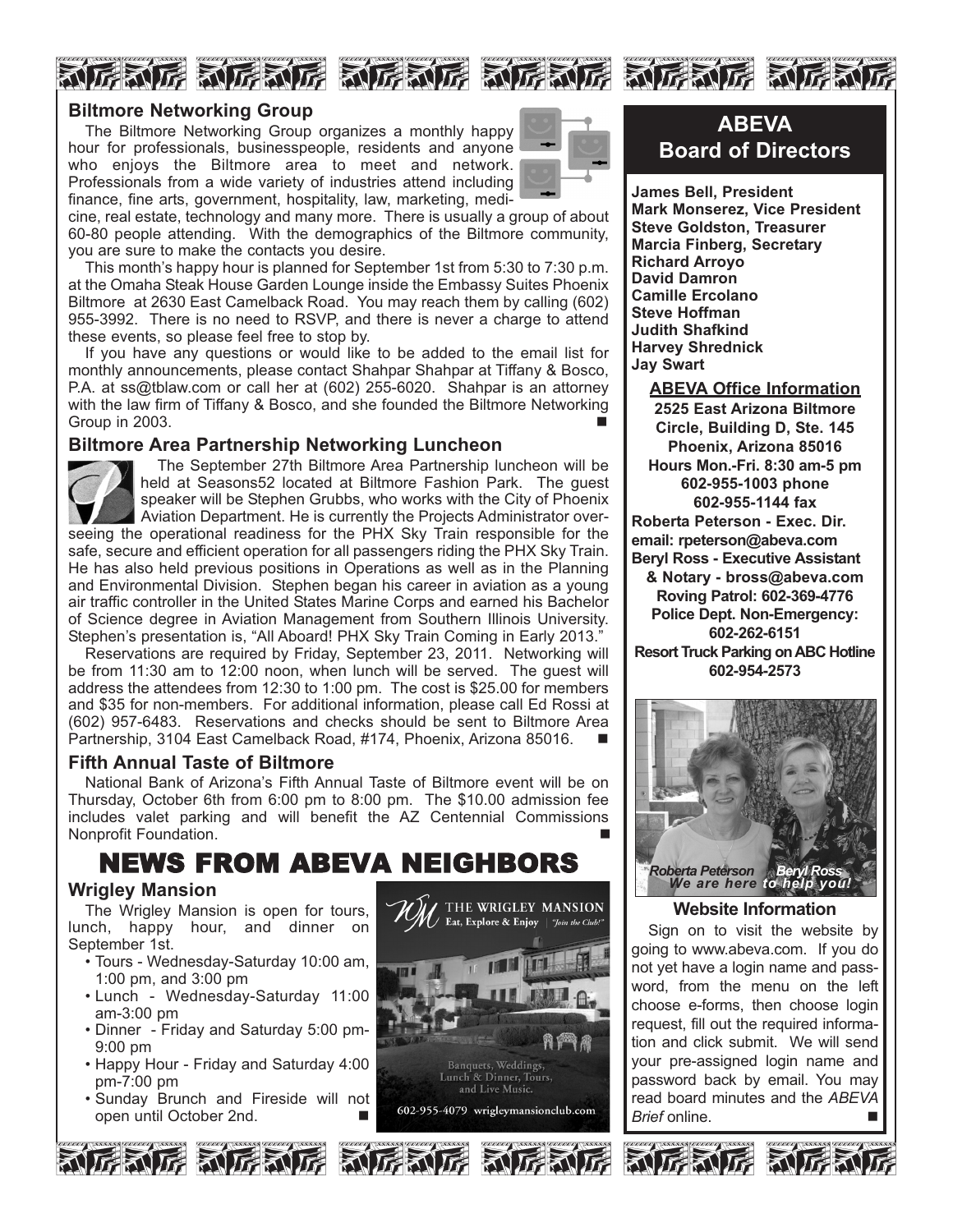## Biltmore Networking Group

The Biltmore Networking Group organizes a monthly happy hour for professionals, businesspeople, residents and anyone who enjoys the Biltmore area to meet and network. Professionals from a wide variety of industries attend including finance, fine arts, government, hospitality, law, marketing, medicine, real estate, technology and many more. There is usually a group of about 60-80 people attending. With the demographics of the Biltmore community, you are sure to make the contacts you desire.

This month's happy hour is planned for September 1st from 5:30 to 7:30 p.m. at the Omaha Steak House Garden Lounge inside the Embassy Suites Phoenix Biltmore at 2630 East Camelback Road. You may reach them by calling (602) 955-3992. There is no need to RSVP, and there is never a charge to attend these events, so please feel free to stop by.

If you have any questions or would like to be added to the email list for monthly announcements, please contact Shahpar Shahpar at Tiffany & Bosco, P.A. at ss@tblaw.com or call her at (602) 255-6020. Shahpar is an attorney with the law firm of Tiffany & Bosco, and she founded the Biltmore Networking Group in 2003. ■

## Biltmore Area Partnership Networking Luncheon

The September 27th Biltmore Area Partnership luncheon will be held at Seasons52 located at Biltmore Fashion Park. The guest speaker will be Stephen Grubbs, who works with the City of Phoenix Aviation Department. He is currently the Projects Administrator overseeing the operational readiness for the PHX Sky Train responsible for the safe, secure and efficient operation for all passengers riding the PHX Sky Train. He has also held previous positions in Operations as well as in the Planning and Environmental Division. Stephen began his career in aviation as a young air traffic controller in the United States Marine Corps and earned his Bachelor of Science degree in Aviation Management from Southern Illinois University. Stephen's presentation is, "All Aboard! PHX Sky Train Coming in Early 2013."

Reservations are required by Friday, September 23, 2011. Networking will be from 11:30 am to 12:00 noon, when lunch will be served. The guest will address the attendees from 12:30 to 1:00 pm. The cost is $25.00 for members and $35 for non-members. For additional information, please call Ed Rossi at (602) 957-6483. Reservations and checks should be sent to Biltmore Area Partnership, 3104 East Camelback Road, #174, Phoenix, Arizona 85016. ■

## Fifth Annual Taste of Biltmore

National Bank of Arizona's Fifth Annual Taste of Biltmore event will be on Thursday, October 6th from 6:00 pm to 8:00 pm. The $10.00 admission fee includes valet parking and will benefit the AZ Centennial Commissions Nonprofit Foundation. ■

# NEWS FROM ABEVA NEIGHBORS

## Wrigley Mansion

The Wrigley Mansion is open for tours, lunch, happy hour, and dinner on September 1st.

- Tours - Wednesday-Saturday 10:00 am, 1:00 pm, and 3:00 pm
- Lunch - Wednesday-Saturday 11:00 am-3:00 pm
- Dinner - Friday and Saturday 5:00 pm-9:00 pm
- Happy Hour - Friday and Saturday 4:00 pm-7:00 pm
- Sunday Brunch and Fireside will not open until October 2nd. ■

THE WRIGLEY MANSION
Eat, Explore & Enjoy | "Join the Club!"

Banquets, Weddings, Lunch & Dinner, Tours, and Live Music.

602-955-4079 wrigleymansionclub.com

## ABEVA Board of Directors

**James Bell, President**
**Mark Monserez, Vice President**
**Steve Goldston, Treasurer**
**Marcia Finberg, Secretary**
**Richard Arroyo**
**David Damron**
**Camille Ercolano**
**Steve Hoffman**
**Judith Shafkind**
**Harvey Shrednick**
**Jay Swart**

### ABEVA Office Information

**2525 East Arizona Biltmore Circle, Building D, Ste. 145**
**Phoenix, Arizona 85016**
**Hours Mon.-Fri. 8:30 am-5 pm**
**602-955-1003 phone**
**602-955-1144 fax**
**Roberta Peterson - Exec. Dir.**
**email: rpeterson@abeva.com**
**Beryl Ross - Executive Assistant & Notary - bross@abeva.com**
**Roving Patrol: 602-369-4776**
**Police Dept. Non-Emergency: 602-262-6151**
**Resort Truck Parking on ABC Hotline 602-954-2573**

*Roberta Peterson Beryl Ross*
*We are here to help you!*

### Website Information

Sign on to visit the website by going to www.abeva.com. If you do not yet have a login name and password, from the menu on the left choose e-forms, then choose login request, fill out the required information and click submit. We will send your pre-assigned login name and password back by email. You may read board minutes and the *ABEVA Brief* online. ■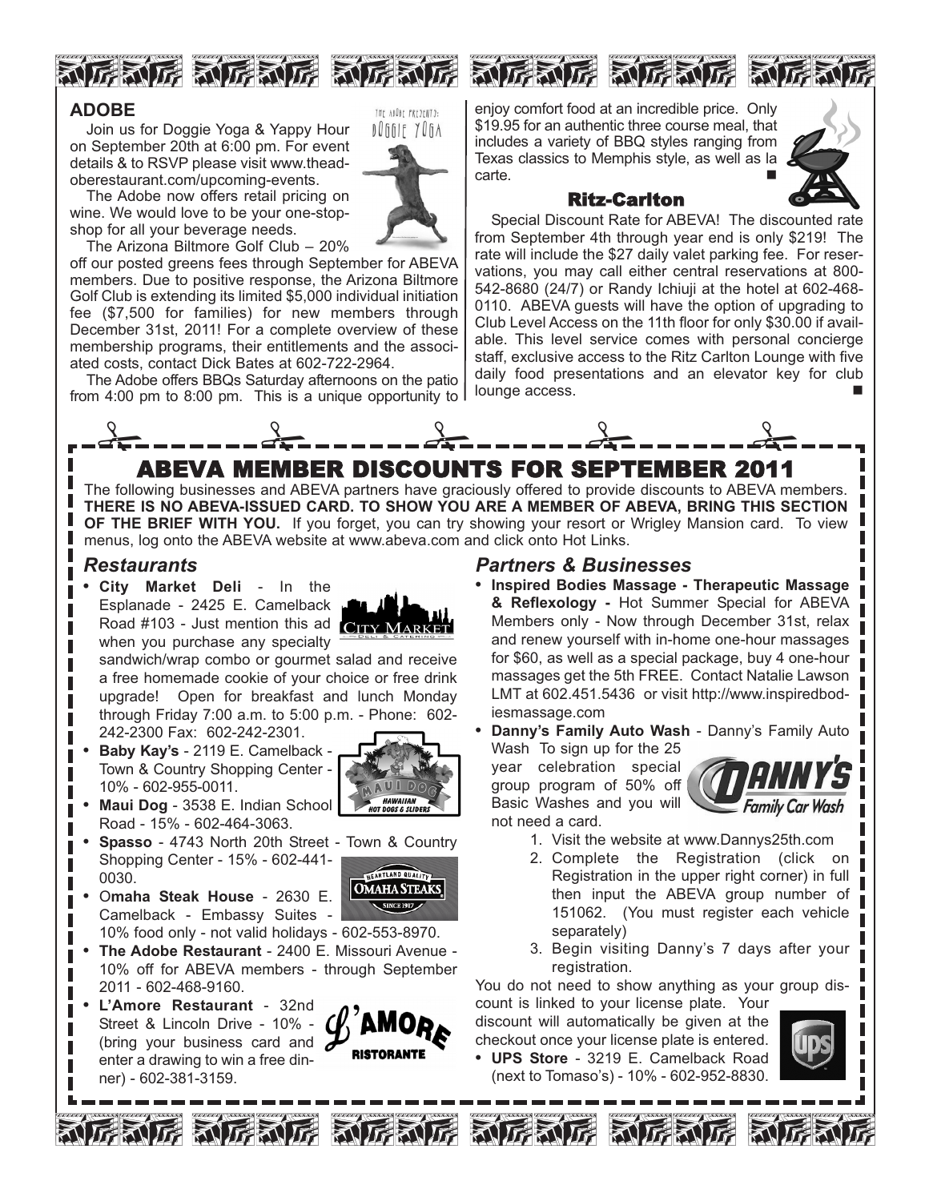## ADOBE

Join us for Doggie Yoga & Yappy Hour on September 20th at 6:00 pm. For event details & to RSVP please visit www.theadoberestaurant.com/upcoming-events.

The Adobe now offers retail pricing on wine. We would love to be your one-stop-shop for all your beverage needs.

The Arizona Biltmore Golf Club – 20% off our posted greens fees through September for ABEVA members. Due to positive response, the Arizona Biltmore Golf Club is extending its limited $5,000 individual initiation fee ($7,500 for families) for new members through December 31st, 2011! For a complete overview of these membership programs, their entitlements and the associated costs, contact Dick Bates at 602-722-2964.

The Adobe offers BBQs Saturday afternoons on the patio from 4:00 pm to 8:00 pm. This is a unique opportunity to enjoy comfort food at an incredible price. Only $19.95 for an authentic three course meal, that includes a variety of BBQ styles ranging from Texas classics to Memphis style, as well as la carte.

## Ritz-Carlton

Special Discount Rate for ABEVA! The discounted rate from September 4th through year end is only $219! The rate will include the $27 daily valet parking fee. For reservations, you may call either central reservations at 800-542-8680 (24/7) or Randy Ichiuji at the hotel at 602-468-0110. ABEVA guests will have the option of upgrading to Club Level Access on the 11th floor for only $30.00 if available. This level service comes with personal concierge staff, exclusive access to the Ritz Carlton Lounge with five daily food presentations and an elevator key for club lounge access.

# ABEVA MEMBER DISCOUNTS FOR SEPTEMBER 2011

The following businesses and ABEVA partners have graciously offered to provide discounts to ABEVA members. **THERE IS NO ABEVA-ISSUED CARD. TO SHOW YOU ARE A MEMBER OF ABEVA, BRING THIS SECTION OF THE BRIEF WITH YOU.** If you forget, you can try showing your resort or Wrigley Mansion card. To view menus, log onto the ABEVA website at www.abeva.com and click onto Hot Links.

### *Restaurants*

- ***City Market Deli*** - In the Esplanade - 2425 E. Camelback Road #103 - Just mention this ad when you purchase any specialty sandwich/wrap combo or gourmet salad and receive a free homemade cookie of your choice or free drink upgrade! Open for breakfast and lunch Monday through Friday 7:00 a.m. to 5:00 p.m. - Phone: 602-242-2300 Fax: 602-242-2301.
- **Baby Kay's** - 2119 E. Camelback - Town & Country Shopping Center - 10% - 602-955-0011.
- **Maui Dog** - 3538 E. Indian School Road - 15% - 602-464-3063.
- **Spasso** - 4743 North 20th Street - Town & Country Shopping Center - 15% - 602-441-0030.
- **Omaha Steak House** - 2630 E. Camelback - Embassy Suites - 10% food only - not valid holidays - 602-553-8970.
- **The Adobe Restaurant** - 2400 E. Missouri Avenue - 10% off for ABEVA members - through September 2011 - 602-468-9160.
- **L'Amore Restaurant** - 32nd Street & Lincoln Drive - 10% - (bring your business card and enter a drawing to win a free dinner) - 602-381-3159.

### *Partners & Businesses*

- **Inspired Bodies Massage - Therapeutic Massage & Reflexology -** Hot Summer Special for ABEVA Members only - Now through December 31st, relax and renew yourself with in-home one-hour massages for $60, as well as a special package, buy 4 one-hour massages get the 5th FREE. Contact Natalie Lawson LMT at 602.451.5436 or visit http://www.inspiredbodiesmassage.com
- **Danny's Family Auto Wash** - Danny's Family Auto Wash To sign up for the 25 year celebration special group program of 50% off Basic Washes and you will not need a card.
  1. Visit the website at www.Dannys25th.com
  2. Complete the Registration (click on Registration in the upper right corner) in full then input the ABEVA group number of 151062. (You must register each vehicle separately)
  3. Begin visiting Danny's 7 days after your registration.

You do not need to show anything as your group discount is linked to your license plate. Your discount will automatically be given at the checkout once your license plate is entered.

- **UPS Store** - 3219 E. Camelback Road (next to Tomaso's) - 10% - 602-952-8830.